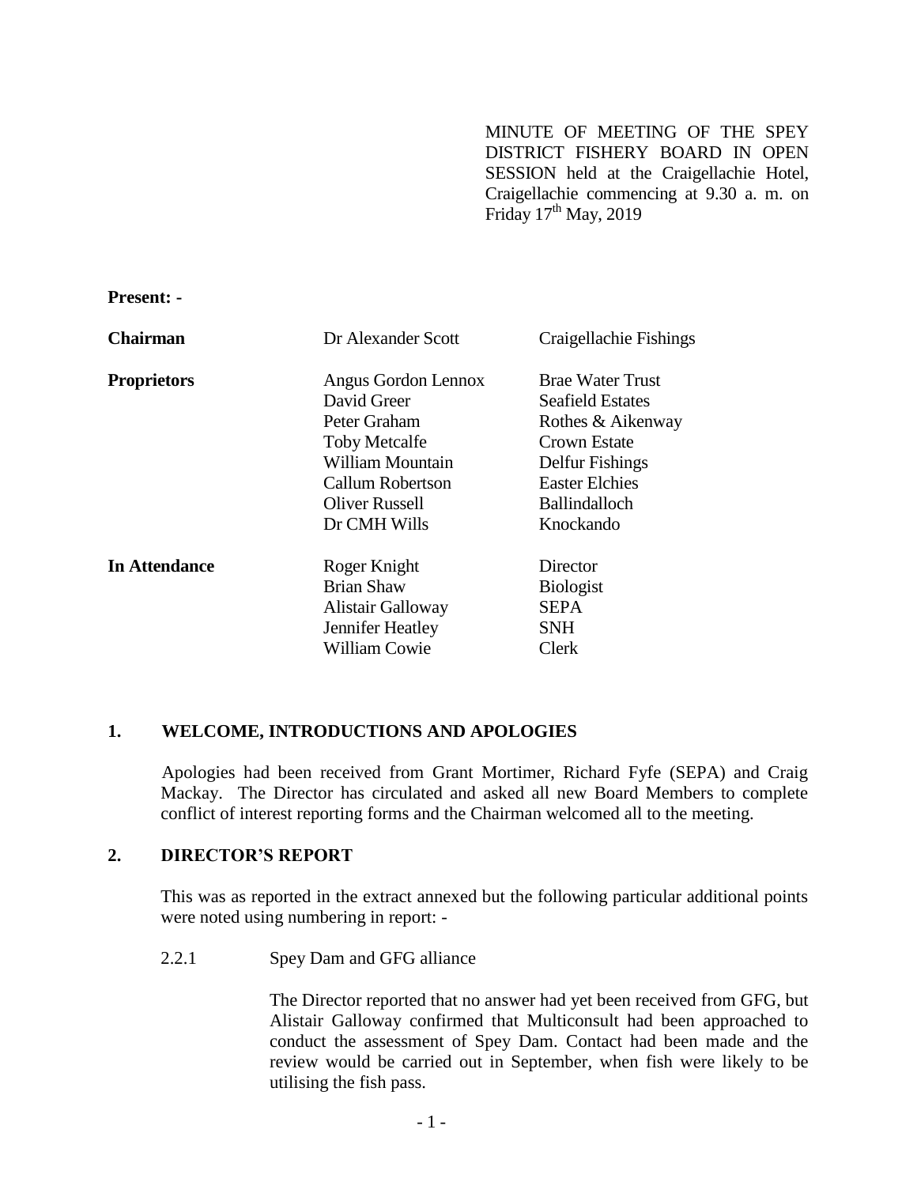MINUTE OF MEETING OF THE SPEY DISTRICT FISHERY BOARD IN OPEN SESSION held at the Craigellachie Hotel, Craigellachie commencing at 9.30 a. m. on Friday 17th May, 2019

**Present: -**

| | | |
|---|---|---|
| **Chairman** | Dr Alexander Scott | Craigellachie Fishings |
| **Proprietors** | Angus Gordon Lennox | Brae Water Trust |
| | David Greer | Seafield Estates |
| | Peter Graham | Rothes & Aikenway |
| | Toby Metcalfe | Crown Estate |
| | William Mountain | Delfur Fishings |
| | Callum Robertson | Easter Elchies |
| | Oliver Russell | Ballindalloch |
| | Dr CMH Wills | Knockando |
| **In Attendance** | Roger Knight | Director |
| | Brian Shaw | Biologist |
| | Alistair Galloway | SEPA |
| | Jennifer Heatley | SNH |
| | William Cowie | Clerk |

## 1. WELCOME, INTRODUCTIONS AND APOLOGIES

Apologies had been received from Grant Mortimer, Richard Fyfe (SEPA) and Craig Mackay. The Director has circulated and asked all new Board Members to complete conflict of interest reporting forms and the Chairman welcomed all to the meeting.

## 2. DIRECTOR'S REPORT

This was as reported in the extract annexed but the following particular additional points were noted using numbering in report: -

2.2.1 Spey Dam and GFG alliance

The Director reported that no answer had yet been received from GFG, but Alistair Galloway confirmed that Multiconsult had been approached to conduct the assessment of Spey Dam. Contact had been made and the review would be carried out in September, when fish were likely to be utilising the fish pass.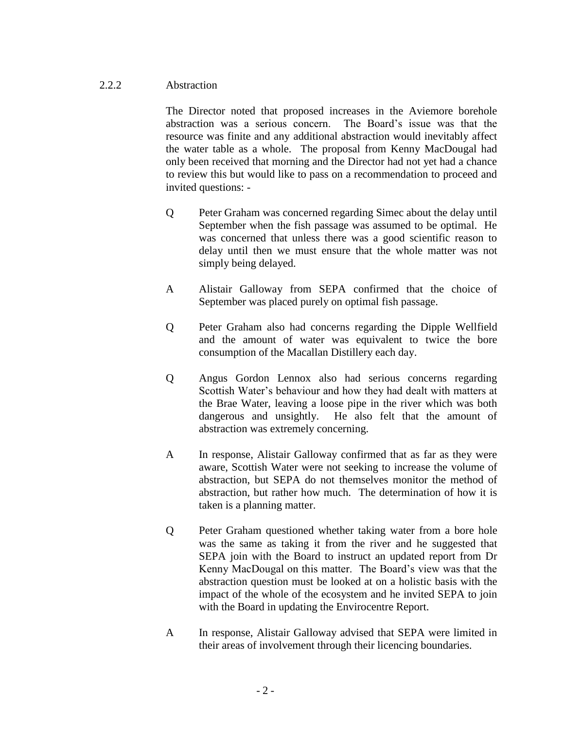2.2.2 Abstraction

The Director noted that proposed increases in the Aviemore borehole abstraction was a serious concern. The Board's issue was that the resource was finite and any additional abstraction would inevitably affect the water table as a whole. The proposal from Kenny MacDougal had only been received that morning and the Director had not yet had a chance to review this but would like to pass on a recommendation to proceed and invited questions: -

Q Peter Graham was concerned regarding Simec about the delay until September when the fish passage was assumed to be optimal. He was concerned that unless there was a good scientific reason to delay until then we must ensure that the whole matter was not simply being delayed.

A Alistair Galloway from SEPA confirmed that the choice of September was placed purely on optimal fish passage.

Q Peter Graham also had concerns regarding the Dipple Wellfield and the amount of water was equivalent to twice the bore consumption of the Macallan Distillery each day.

Q Angus Gordon Lennox also had serious concerns regarding Scottish Water's behaviour and how they had dealt with matters at the Brae Water, leaving a loose pipe in the river which was both dangerous and unsightly. He also felt that the amount of abstraction was extremely concerning.

A In response, Alistair Galloway confirmed that as far as they were aware, Scottish Water were not seeking to increase the volume of abstraction, but SEPA do not themselves monitor the method of abstraction, but rather how much. The determination of how it is taken is a planning matter.

Q Peter Graham questioned whether taking water from a bore hole was the same as taking it from the river and he suggested that SEPA join with the Board to instruct an updated report from Dr Kenny MacDougal on this matter. The Board's view was that the abstraction question must be looked at on a holistic basis with the impact of the whole of the ecosystem and he invited SEPA to join with the Board in updating the Envirocentre Report.

A In response, Alistair Galloway advised that SEPA were limited in their areas of involvement through their licencing boundaries.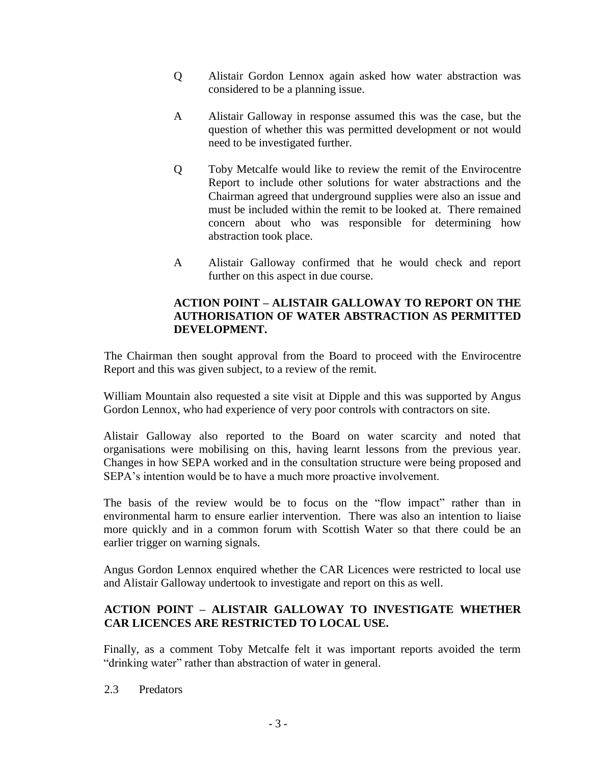Q Alistair Gordon Lennox again asked how water abstraction was considered to be a planning issue.

A Alistair Galloway in response assumed this was the case, but the question of whether this was permitted development or not would need to be investigated further.

Q Toby Metcalfe would like to review the remit of the Envirocentre Report to include other solutions for water abstractions and the Chairman agreed that underground supplies were also an issue and must be included within the remit to be looked at. There remained concern about who was responsible for determining how abstraction took place.

A Alistair Galloway confirmed that he would check and report further on this aspect in due course.

**ACTION POINT – ALISTAIR GALLOWAY TO REPORT ON THE AUTHORISATION OF WATER ABSTRACTION AS PERMITTED DEVELOPMENT.**

The Chairman then sought approval from the Board to proceed with the Envirocentre Report and this was given subject, to a review of the remit.

William Mountain also requested a site visit at Dipple and this was supported by Angus Gordon Lennox, who had experience of very poor controls with contractors on site.

Alistair Galloway also reported to the Board on water scarcity and noted that organisations were mobilising on this, having learnt lessons from the previous year. Changes in how SEPA worked and in the consultation structure were being proposed and SEPA's intention would be to have a much more proactive involvement.

The basis of the review would be to focus on the "flow impact" rather than in environmental harm to ensure earlier intervention. There was also an intention to liaise more quickly and in a common forum with Scottish Water so that there could be an earlier trigger on warning signals.

Angus Gordon Lennox enquired whether the CAR Licences were restricted to local use and Alistair Galloway undertook to investigate and report on this as well.

**ACTION POINT – ALISTAIR GALLOWAY TO INVESTIGATE WHETHER CAR LICENCES ARE RESTRICTED TO LOCAL USE.**

Finally, as a comment Toby Metcalfe felt it was important reports avoided the term "drinking water" rather than abstraction of water in general.

2.3 Predators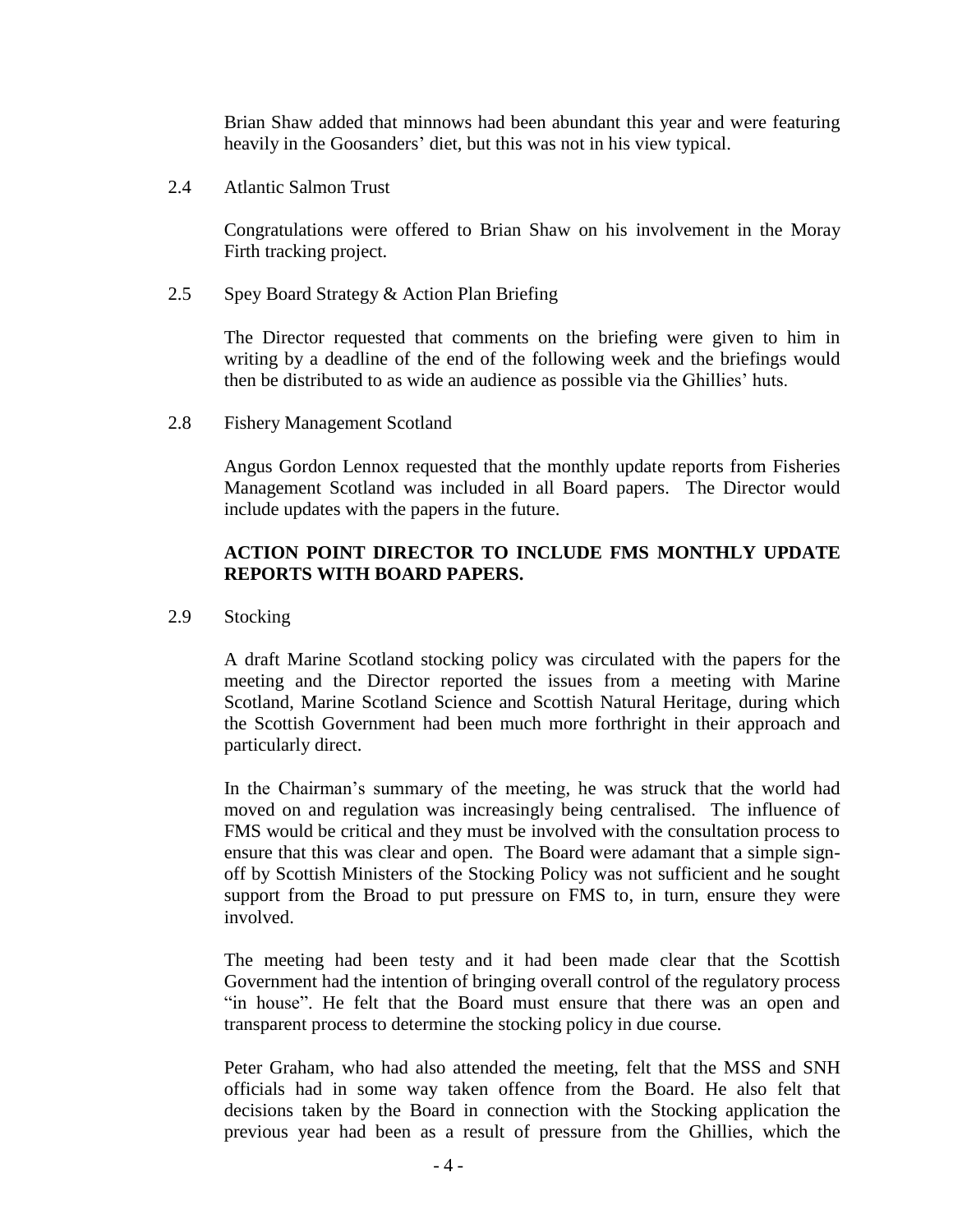Brian Shaw added that minnows had been abundant this year and were featuring heavily in the Goosanders' diet, but this was not in his view typical.

2.4 Atlantic Salmon Trust

Congratulations were offered to Brian Shaw on his involvement in the Moray Firth tracking project.

2.5 Spey Board Strategy & Action Plan Briefing

The Director requested that comments on the briefing were given to him in writing by a deadline of the end of the following week and the briefings would then be distributed to as wide an audience as possible via the Ghillies' huts.

2.8 Fishery Management Scotland

Angus Gordon Lennox requested that the monthly update reports from Fisheries Management Scotland was included in all Board papers. The Director would include updates with the papers in the future.

**ACTION POINT DIRECTOR TO INCLUDE FMS MONTHLY UPDATE REPORTS WITH BOARD PAPERS.**

2.9 Stocking

A draft Marine Scotland stocking policy was circulated with the papers for the meeting and the Director reported the issues from a meeting with Marine Scotland, Marine Scotland Science and Scottish Natural Heritage, during which the Scottish Government had been much more forthright in their approach and particularly direct.

In the Chairman's summary of the meeting, he was struck that the world had moved on and regulation was increasingly being centralised. The influence of FMS would be critical and they must be involved with the consultation process to ensure that this was clear and open. The Board were adamant that a simple sign-off by Scottish Ministers of the Stocking Policy was not sufficient and he sought support from the Broad to put pressure on FMS to, in turn, ensure they were involved.

The meeting had been testy and it had been made clear that the Scottish Government had the intention of bringing overall control of the regulatory process "in house". He felt that the Board must ensure that there was an open and transparent process to determine the stocking policy in due course.

Peter Graham, who had also attended the meeting, felt that the MSS and SNH officials had in some way taken offence from the Board. He also felt that decisions taken by the Board in connection with the Stocking application the previous year had been as a result of pressure from the Ghillies, which the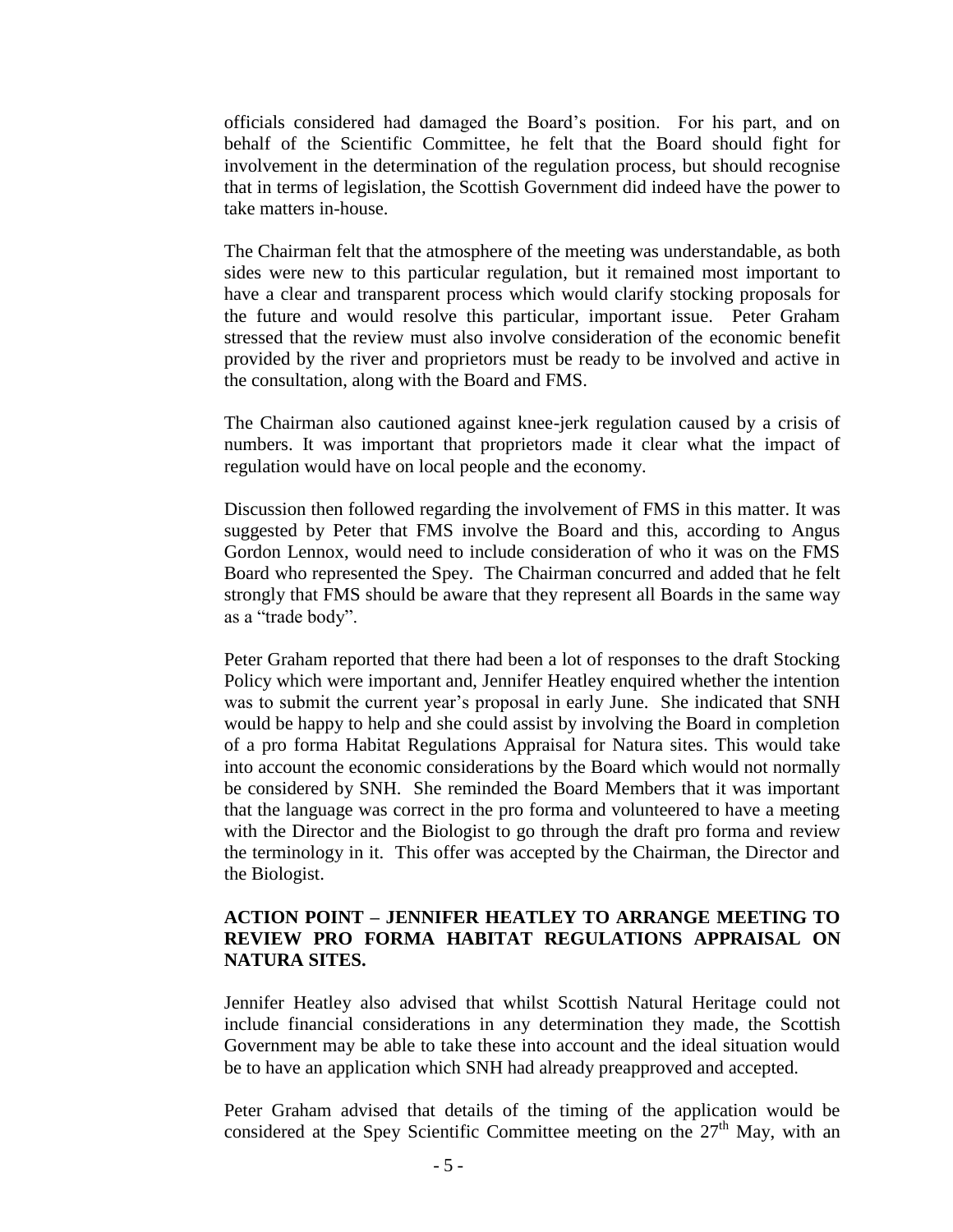officials considered had damaged the Board's position. For his part, and on behalf of the Scientific Committee, he felt that the Board should fight for involvement in the determination of the regulation process, but should recognise that in terms of legislation, the Scottish Government did indeed have the power to take matters in-house.

The Chairman felt that the atmosphere of the meeting was understandable, as both sides were new to this particular regulation, but it remained most important to have a clear and transparent process which would clarify stocking proposals for the future and would resolve this particular, important issue. Peter Graham stressed that the review must also involve consideration of the economic benefit provided by the river and proprietors must be ready to be involved and active in the consultation, along with the Board and FMS.

The Chairman also cautioned against knee-jerk regulation caused by a crisis of numbers. It was important that proprietors made it clear what the impact of regulation would have on local people and the economy.

Discussion then followed regarding the involvement of FMS in this matter. It was suggested by Peter that FMS involve the Board and this, according to Angus Gordon Lennox, would need to include consideration of who it was on the FMS Board who represented the Spey. The Chairman concurred and added that he felt strongly that FMS should be aware that they represent all Boards in the same way as a "trade body".

Peter Graham reported that there had been a lot of responses to the draft Stocking Policy which were important and, Jennifer Heatley enquired whether the intention was to submit the current year's proposal in early June. She indicated that SNH would be happy to help and she could assist by involving the Board in completion of a pro forma Habitat Regulations Appraisal for Natura sites. This would take into account the economic considerations by the Board which would not normally be considered by SNH. She reminded the Board Members that it was important that the language was correct in the pro forma and volunteered to have a meeting with the Director and the Biologist to go through the draft pro forma and review the terminology in it. This offer was accepted by the Chairman, the Director and the Biologist.

**ACTION POINT – JENNIFER HEATLEY TO ARRANGE MEETING TO REVIEW PRO FORMA HABITAT REGULATIONS APPRAISAL ON NATURA SITES.**

Jennifer Heatley also advised that whilst Scottish Natural Heritage could not include financial considerations in any determination they made, the Scottish Government may be able to take these into account and the ideal situation would be to have an application which SNH had already preapproved and accepted.

Peter Graham advised that details of the timing of the application would be considered at the Spey Scientific Committee meeting on the 27th May, with an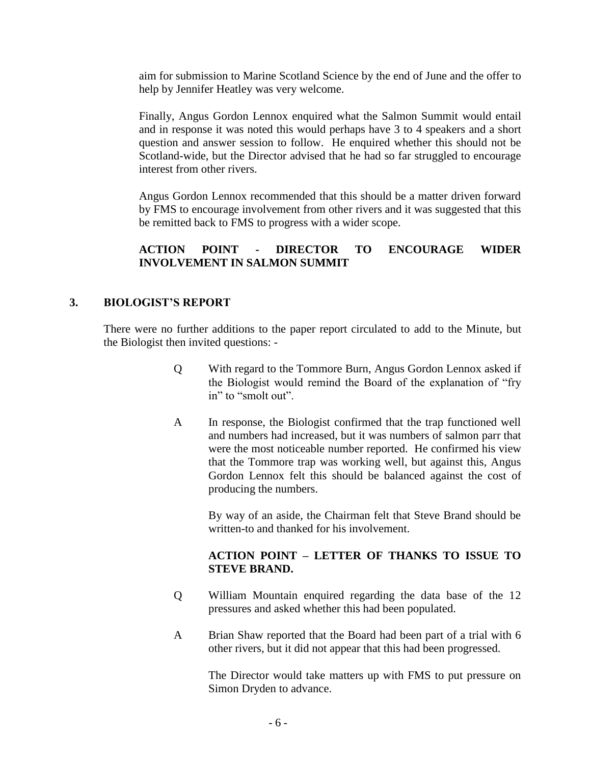aim for submission to Marine Scotland Science by the end of June and the offer to help by Jennifer Heatley was very welcome.

Finally, Angus Gordon Lennox enquired what the Salmon Summit would entail and in response it was noted this would perhaps have 3 to 4 speakers and a short question and answer session to follow. He enquired whether this should not be Scotland-wide, but the Director advised that he had so far struggled to encourage interest from other rivers.

Angus Gordon Lennox recommended that this should be a matter driven forward by FMS to encourage involvement from other rivers and it was suggested that this be remitted back to FMS to progress with a wider scope.

**ACTION POINT - DIRECTOR TO ENCOURAGE WIDER INVOLVEMENT IN SALMON SUMMIT**

## 3. BIOLOGIST'S REPORT

There were no further additions to the paper report circulated to add to the Minute, but the Biologist then invited questions: -

Q With regard to the Tommore Burn, Angus Gordon Lennox asked if the Biologist would remind the Board of the explanation of "fry in" to "smolt out".

A In response, the Biologist confirmed that the trap functioned well and numbers had increased, but it was numbers of salmon parr that were the most noticeable number reported. He confirmed his view that the Tommore trap was working well, but against this, Angus Gordon Lennox felt this should be balanced against the cost of producing the numbers.

By way of an aside, the Chairman felt that Steve Brand should be written-to and thanked for his involvement.

**ACTION POINT – LETTER OF THANKS TO ISSUE TO STEVE BRAND.**

Q William Mountain enquired regarding the data base of the 12 pressures and asked whether this had been populated.

A Brian Shaw reported that the Board had been part of a trial with 6 other rivers, but it did not appear that this had been progressed.

The Director would take matters up with FMS to put pressure on Simon Dryden to advance.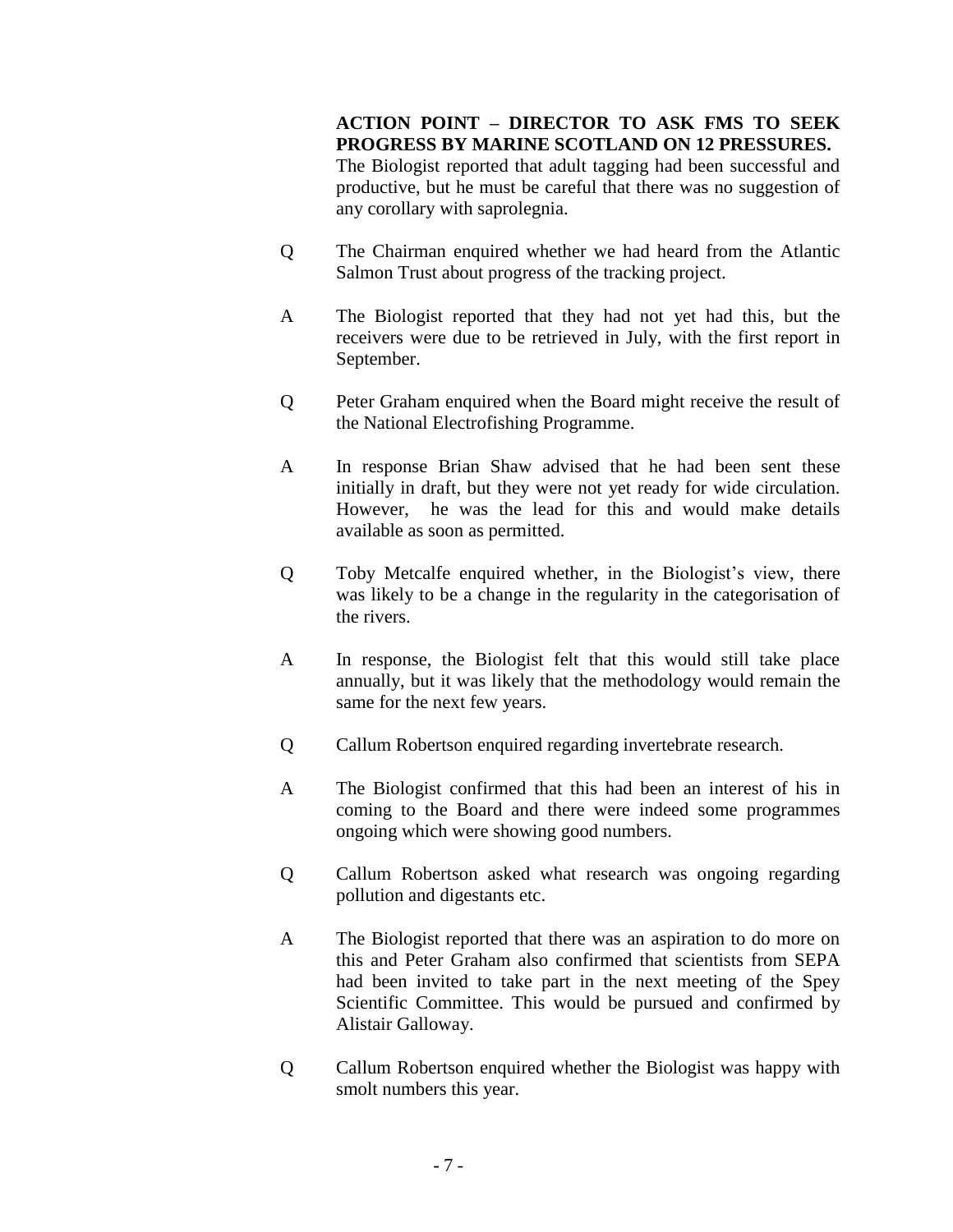**ACTION POINT – DIRECTOR TO ASK FMS TO SEEK PROGRESS BY MARINE SCOTLAND ON 12 PRESSURES.**

The Biologist reported that adult tagging had been successful and productive, but he must be careful that there was no suggestion of any corollary with saprolegnia.

Q The Chairman enquired whether we had heard from the Atlantic Salmon Trust about progress of the tracking project.

A The Biologist reported that they had not yet had this, but the receivers were due to be retrieved in July, with the first report in September.

Q Peter Graham enquired when the Board might receive the result of the National Electrofishing Programme.

A In response Brian Shaw advised that he had been sent these initially in draft, but they were not yet ready for wide circulation. However, he was the lead for this and would make details available as soon as permitted.

Q Toby Metcalfe enquired whether, in the Biologist's view, there was likely to be a change in the regularity in the categorisation of the rivers.

A In response, the Biologist felt that this would still take place annually, but it was likely that the methodology would remain the same for the next few years.

Q Callum Robertson enquired regarding invertebrate research.

A The Biologist confirmed that this had been an interest of his in coming to the Board and there were indeed some programmes ongoing which were showing good numbers.

Q Callum Robertson asked what research was ongoing regarding pollution and digestants etc.

A The Biologist reported that there was an aspiration to do more on this and Peter Graham also confirmed that scientists from SEPA had been invited to take part in the next meeting of the Spey Scientific Committee. This would be pursued and confirmed by Alistair Galloway.

Q Callum Robertson enquired whether the Biologist was happy with smolt numbers this year.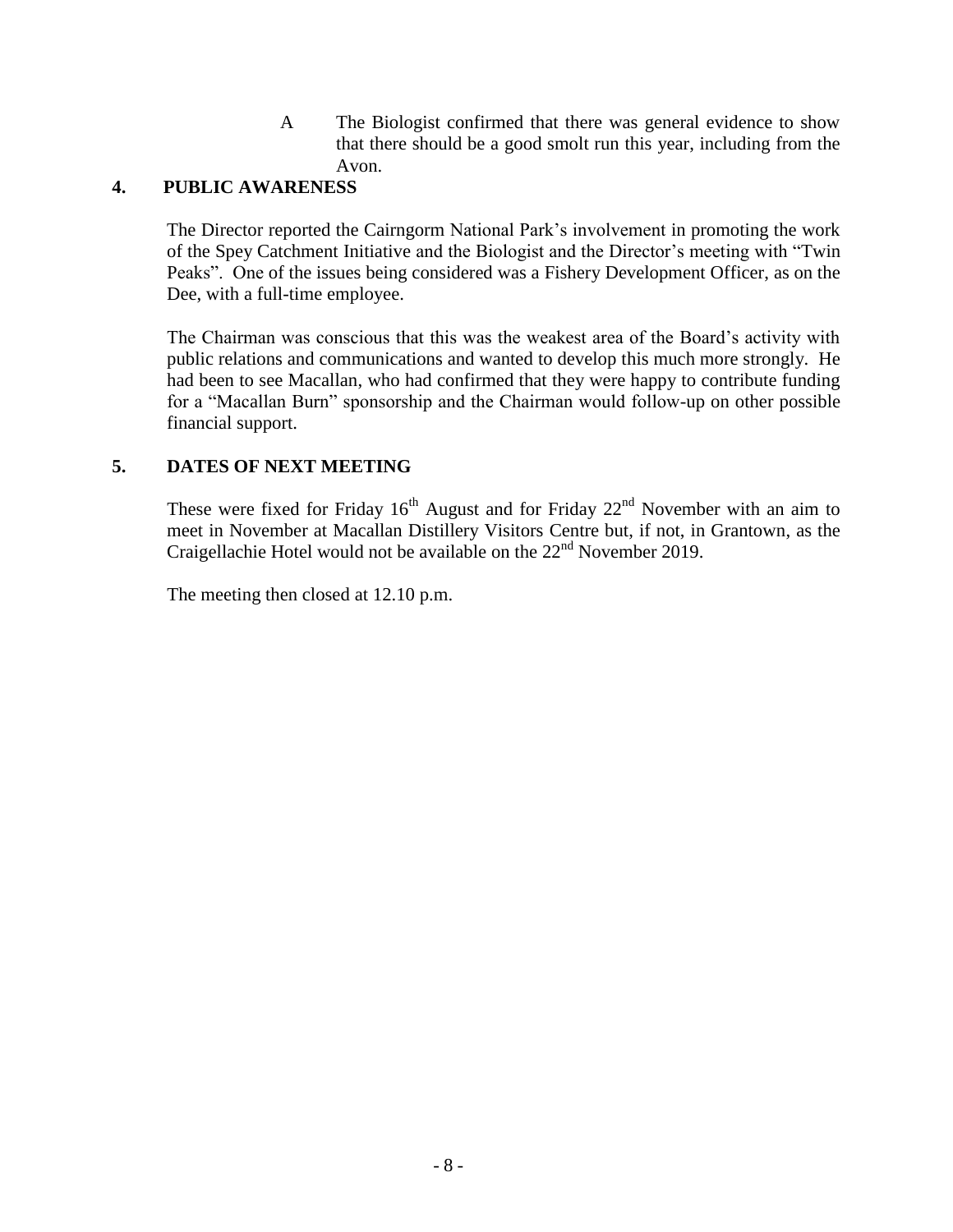A The Biologist confirmed that there was general evidence to show that there should be a good smolt run this year, including from the Avon.

## 4. PUBLIC AWARENESS

The Director reported the Cairngorm National Park's involvement in promoting the work of the Spey Catchment Initiative and the Biologist and the Director's meeting with "Twin Peaks". One of the issues being considered was a Fishery Development Officer, as on the Dee, with a full-time employee.

The Chairman was conscious that this was the weakest area of the Board's activity with public relations and communications and wanted to develop this much more strongly. He had been to see Macallan, who had confirmed that they were happy to contribute funding for a "Macallan Burn" sponsorship and the Chairman would follow-up on other possible financial support.

## 5. DATES OF NEXT MEETING

These were fixed for Friday 16th August and for Friday 22nd November with an aim to meet in November at Macallan Distillery Visitors Centre but, if not, in Grantown, as the Craigellachie Hotel would not be available on the 22nd November 2019.

The meeting then closed at 12.10 p.m.